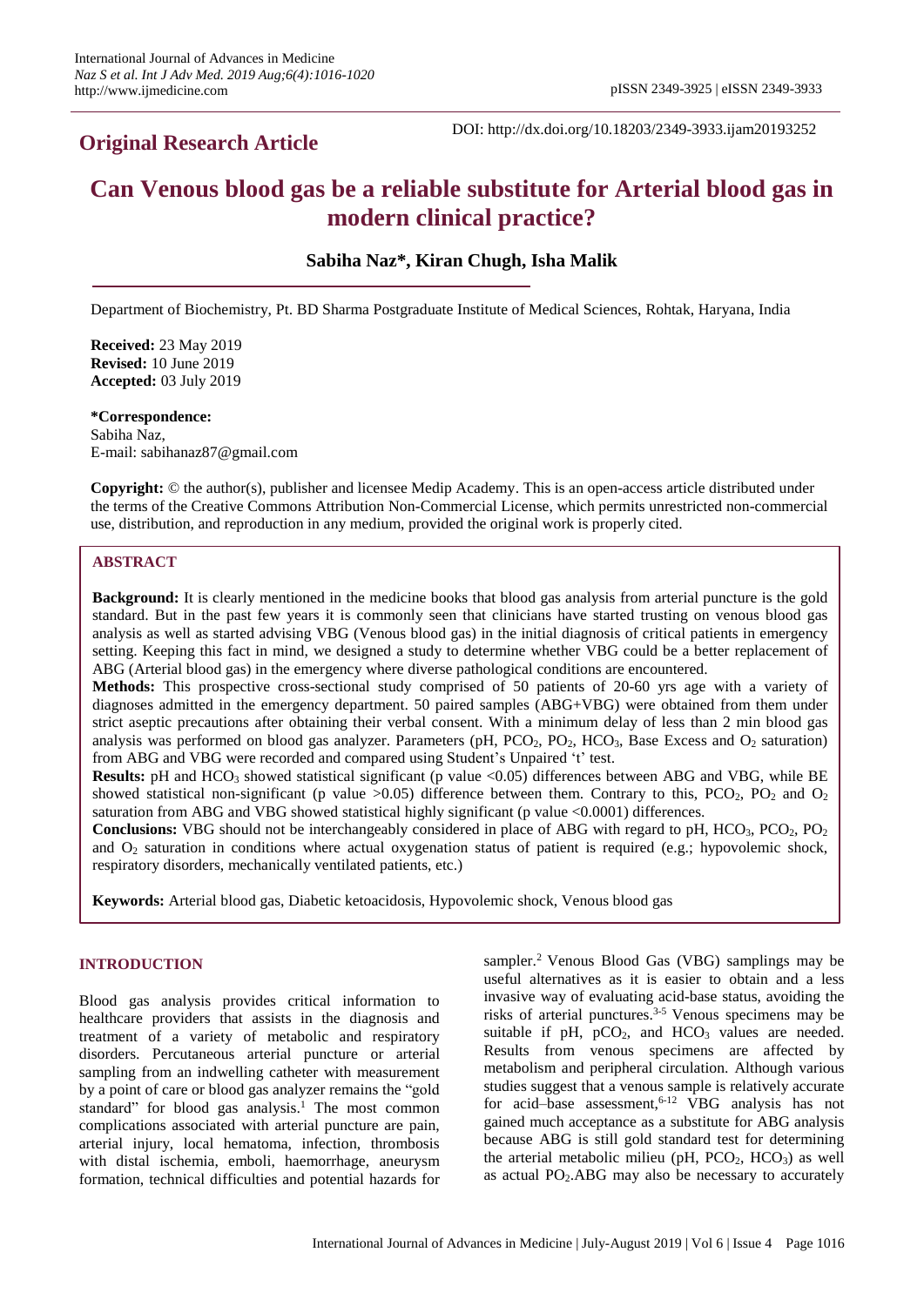## Original Research Article

DOI: http://dx.doi.org/10.18203/2349-3933.ijam20193252

# Can Venous blood gas be a reliable substitute for Arterial blood gas in modern clinical practice?

**Sabiha Naz\*, Kiran Chugh, Isha Malik**

Department of Biochemistry, Pt. BD Sharma Postgraduate Institute of Medical Sciences, Rohtak, Haryana, India

**Received:** 23 May 2019
**Revised:** 10 June 2019
**Accepted:** 03 July 2019

**\*Correspondence:**
Sabiha Naz,
E-mail: sabihanaz87@gmail.com

**Copyright:** © the author(s), publisher and licensee Medip Academy. This is an open-access article distributed under the terms of the Creative Commons Attribution Non-Commercial License, which permits unrestricted non-commercial use, distribution, and reproduction in any medium, provided the original work is properly cited.

## ABSTRACT

**Background:** It is clearly mentioned in the medicine books that blood gas analysis from arterial puncture is the gold standard. But in the past few years it is commonly seen that clinicians have started trusting on venous blood gas analysis as well as started advising VBG (Venous blood gas) in the initial diagnosis of critical patients in emergency setting. Keeping this fact in mind, we designed a study to determine whether VBG could be a better replacement of ABG (Arterial blood gas) in the emergency where diverse pathological conditions are encountered.

**Methods:** This prospective cross-sectional study comprised of 50 patients of 20-60 yrs age with a variety of diagnoses admitted in the emergency department. 50 paired samples (ABG+VBG) were obtained from them under strict aseptic precautions after obtaining their verbal consent. With a minimum delay of less than 2 min blood gas analysis was performed on blood gas analyzer. Parameters (pH, $PCO_2$, $PO_2$, $HCO_3$, Base Excess and $O_2$ saturation) from ABG and VBG were recorded and compared using Student's Unpaired 't' test.

**Results:** pH and $HCO_3$ showed statistical significant (p value <0.05) differences between ABG and VBG, while BE showed statistical non-significant (p value >0.05) difference between them. Contrary to this, $PCO_2$, $PO_2$ and $O_2$ saturation from ABG and VBG showed statistical highly significant (p value <0.0001) differences.

**Conclusions:** VBG should not be interchangeably considered in place of ABG with regard to pH, $HCO_3$, $PCO_2$, $PO_2$ and $O_2$ saturation in conditions where actual oxygenation status of patient is required (e.g.; hypovolemic shock, respiratory disorders, mechanically ventilated patients, etc.)

**Keywords:** Arterial blood gas, Diabetic ketoacidosis, Hypovolemic shock, Venous blood gas

## INTRODUCTION

Blood gas analysis provides critical information to healthcare providers that assists in the diagnosis and treatment of a variety of metabolic and respiratory disorders. Percutaneous arterial puncture or arterial sampling from an indwelling catheter with measurement by a point of care or blood gas analyzer remains the "gold standard" for blood gas analysis.[1] The most common complications associated with arterial puncture are pain, arterial injury, local hematoma, infection, thrombosis with distal ischemia, emboli, haemorrhage, aneurysm formation, technical difficulties and potential hazards for sampler.[2] Venous Blood Gas (VBG) samplings may be useful alternatives as it is easier to obtain and a less invasive way of evaluating acid-base status, avoiding the risks of arterial punctures.[3-5] Venous specimens may be suitable if pH, $pCO_2$, and $HCO_3$ values are needed. Results from venous specimens are affected by metabolism and peripheral circulation. Although various studies suggest that a venous sample is relatively accurate for acid–base assessment,[6-12] VBG analysis has not gained much acceptance as a substitute for ABG analysis because ABG is still gold standard test for determining the arterial metabolic milieu (pH, $PCO_2$, $HCO_3$) as well as actual $PO_2$.ABG may also be necessary to accurately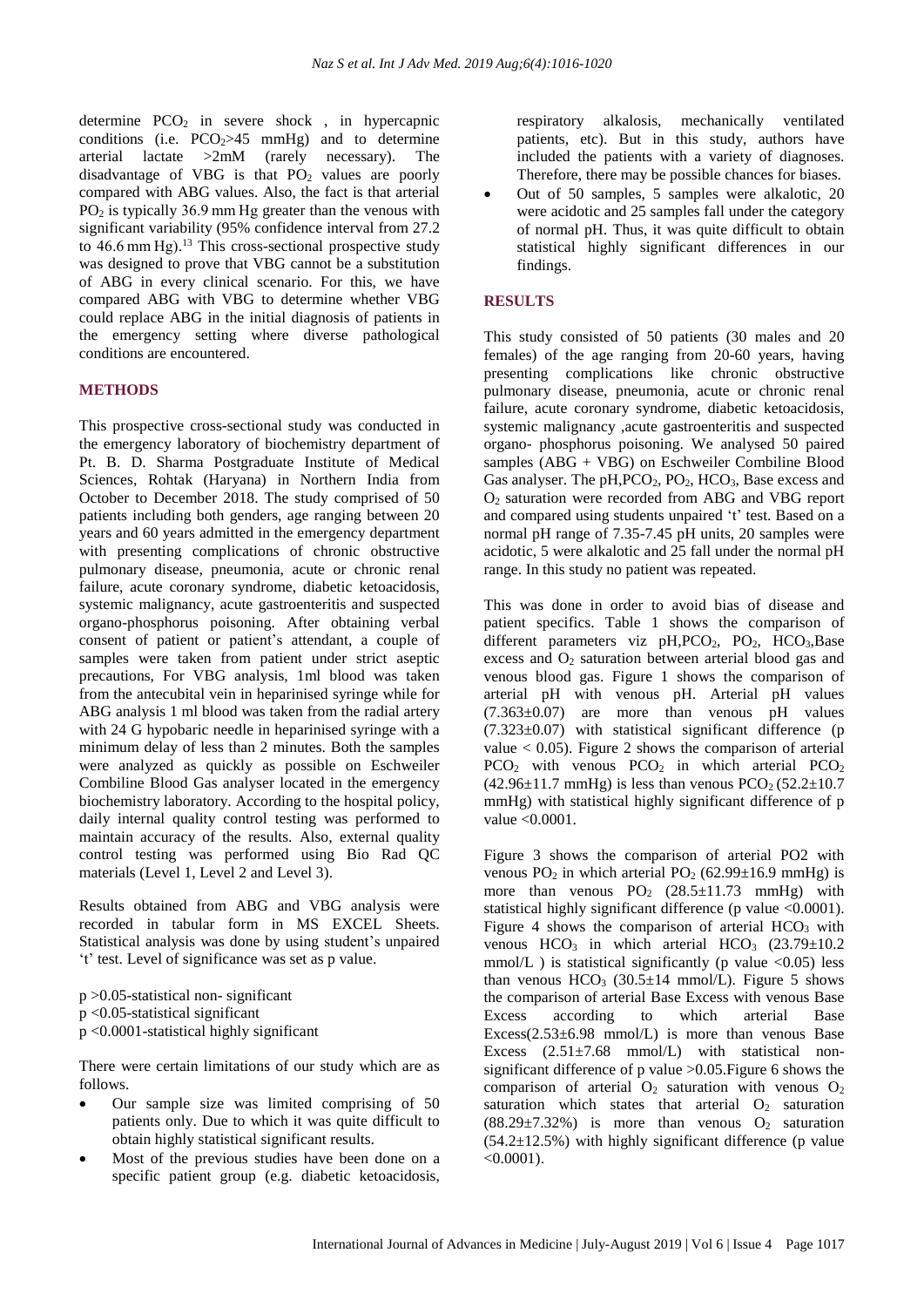determine $PCO_2$ in severe shock , in hypercapnic conditions (i.e. $PCO_2$>45 mmHg) and to determine arterial lactate >2mM (rarely necessary). The disadvantage of VBG is that $PO_2$ values are poorly compared with ABG values. Also, the fact is that arterial $PO_2$ is typically 36.9 mm Hg greater than the venous with significant variability (95% confidence interval from 27.2 to 46.6 mm Hg).[13] This cross-sectional prospective study was designed to prove that VBG cannot be a substitution of ABG in every clinical scenario. For this, we have compared ABG with VBG to determine whether VBG could replace ABG in the initial diagnosis of patients in the emergency setting where diverse pathological conditions are encountered.

## METHODS

This prospective cross-sectional study was conducted in the emergency laboratory of biochemistry department of Pt. B. D. Sharma Postgraduate Institute of Medical Sciences, Rohtak (Haryana) in Northern India from October to December 2018. The study comprised of 50 patients including both genders, age ranging between 20 years and 60 years admitted in the emergency department with presenting complications of chronic obstructive pulmonary disease, pneumonia, acute or chronic renal failure, acute coronary syndrome, diabetic ketoacidosis, systemic malignancy, acute gastroenteritis and suspected organo-phosphorus poisoning. After obtaining verbal consent of patient or patient's attendant, a couple of samples were taken from patient under strict aseptic precautions, For VBG analysis, 1ml blood was taken from the antecubital vein in heparinised syringe while for ABG analysis 1 ml blood was taken from the radial artery with 24 G hypobaric needle in heparinised syringe with a minimum delay of less than 2 minutes. Both the samples were analyzed as quickly as possible on Eschweiler Combiline Blood Gas analyser located in the emergency biochemistry laboratory. According to the hospital policy, daily internal quality control testing was performed to maintain accuracy of the results. Also, external quality control testing was performed using Bio Rad QC materials (Level 1, Level 2 and Level 3).

Results obtained from ABG and VBG analysis were recorded in tabular form in MS EXCEL Sheets. Statistical analysis was done by using student's unpaired 't' test. Level of significance was set as p value.

$p$ >0.05-statistical non- significant
$p$ <0.05-statistical significant
$p$ <0.0001-statistical highly significant

There were certain limitations of our study which are as follows.

- Our sample size was limited comprising of 50 patients only. Due to which it was quite difficult to obtain highly statistical significant results.
- Most of the previous studies have been done on a specific patient group (e.g. diabetic ketoacidosis, respiratory alkalosis, mechanically ventilated patients, etc). But in this study, authors have included the patients with a variety of diagnoses. Therefore, there may be possible chances for biases.
- Out of 50 samples, 5 samples were alkalotic, 20 were acidotic and 25 samples fall under the category of normal pH. Thus, it was quite difficult to obtain statistical highly significant differences in our findings.

## RESULTS

This study consisted of 50 patients (30 males and 20 females) of the age ranging from 20-60 years, having presenting complications like chronic obstructive pulmonary disease, pneumonia, acute or chronic renal failure, acute coronary syndrome, diabetic ketoacidosis, systemic malignancy ,acute gastroenteritis and suspected organo- phosphorus poisoning. We analysed 50 paired samples (ABG + VBG) on Eschweiler Combiline Blood Gas analyser. The pH,$PCO_2$, $PO_2$, $HCO_3$, Base excess and $O_2$ saturation were recorded from ABG and VBG report and compared using students unpaired 't' test. Based on a normal pH range of 7.35-7.45 pH units, 20 samples were acidotic, 5 were alkalotic and 25 fall under the normal pH range. In this study no patient was repeated.

This was done in order to avoid bias of disease and patient specifics. Table 1 shows the comparison of different parameters viz pH,$PCO_2$, $PO_2$, $HCO_3$,Base excess and $O_2$ saturation between arterial blood gas and venous blood gas. Figure 1 shows the comparison of arterial pH with venous pH. Arterial pH values (7.363±0.07) are more than venous pH values (7.323±0.07) with statistical significant difference (p value < 0.05). Figure 2 shows the comparison of arterial $PCO_2$ with venous $PCO_2$ in which arterial $PCO_2$ (42.96±11.7 mmHg) is less than venous $PCO_2$ (52.2±10.7 mmHg) with statistical highly significant difference of p value <0.0001.

Figure 3 shows the comparison of arterial PO2 with venous $PO_2$ in which arterial $PO_2$ (62.99±16.9 mmHg) is more than venous $PO_2$ (28.5±11.73 mmHg) with statistical highly significant difference (p value <0.0001). Figure 4 shows the comparison of arterial $HCO_3$ with venous $HCO_3$ in which arterial $HCO_3$ (23.79±10.2 mmol/L ) is statistical significantly (p value <0.05) less than venous $HCO_3$ (30.5±14 mmol/L). Figure 5 shows the comparison of arterial Base Excess with venous Base Excess according to which arterial Base Excess(2.53±6.98 mmol/L) is more than venous Base Excess (2.51±7.68 mmol/L) with statistical non-significant difference of p value >0.05.Figure 6 shows the comparison of arterial $O_2$ saturation with venous $O_2$ saturation which states that arterial $O_2$ saturation (88.29±7.32%) is more than venous $O_2$ saturation (54.2±12.5%) with highly significant difference (p value <0.0001).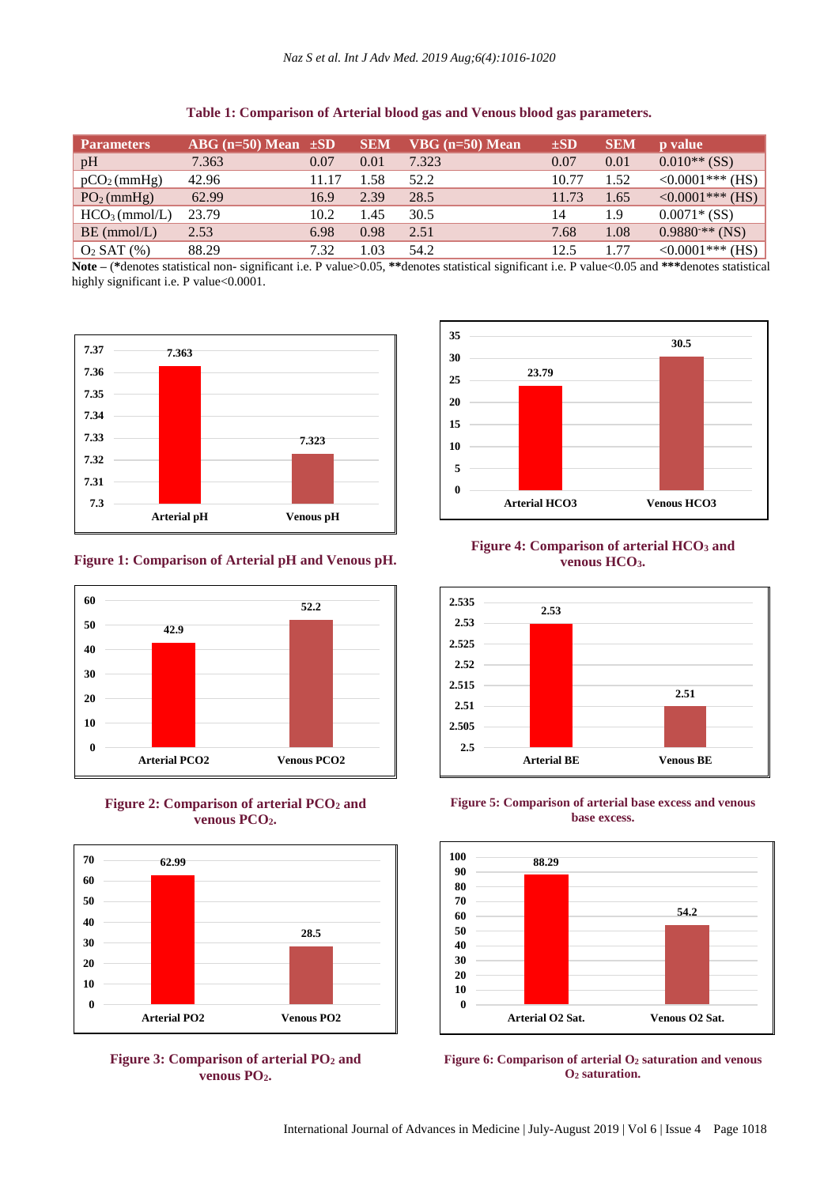**Table 1: Comparison of Arterial blood gas and Venous blood gas parameters.**

| Parameters | ABG (n=50) Mean | ±SD | SEM | VBG (n=50) Mean | ±SD | SEM | p value |
|---|---|---|---|---|---|---|---|
| pH | 7.363 | 0.07 | 0.01 | 7.323 | 0.07 | 0.01 | 0.010** (SS) |
| $pCO_2$ (mmHg) | 42.96 | 11.17 | 1.58 | 52.2 | 10.77 | 1.52 | <0.0001*** (HS) |
| $PO_2$ (mmHg) | 62.99 | 16.9 | 2.39 | 28.5 | 11.73 | 1.65 | <0.0001*** (HS) |
| $HCO_3$ (mmol/L) | 23.79 | 10.2 | 1.45 | 30.5 | 14 | 1.9 | 0.0071* (SS) |
| BE (mmol/L) | 2.53 | 6.98 | 0.98 | 2.51 | 7.68 | 1.08 | 0.9880** (NS) |
| $O_2$ SAT (%) | 88.29 | 7.32 | 1.03 | 54.2 | 12.5 | 1.77 | <0.0001*** (HS) |

**Note** – (*denotes statistical non- significant i.e. P value>0.05, **denotes statistical significant i.e. P value<0.05 and ***denotes statistical highly significant i.e. P value<0.0001.

**Figure 1: Comparison of Arterial pH and Venous pH.**

**Figure 2: Comparison of arterial $PCO_2$ and venous $PCO_2$.**

**Figure 3: Comparison of arterial $PO_2$ and venous $PO_2$.**

**Figure 4: Comparison of arterial $HCO_3$ and venous $HCO_3$.**

**Figure 5: Comparison of arterial base excess and venous base excess.**

**Figure 6: Comparison of arterial $O_2$ saturation and venous $O_2$ saturation.**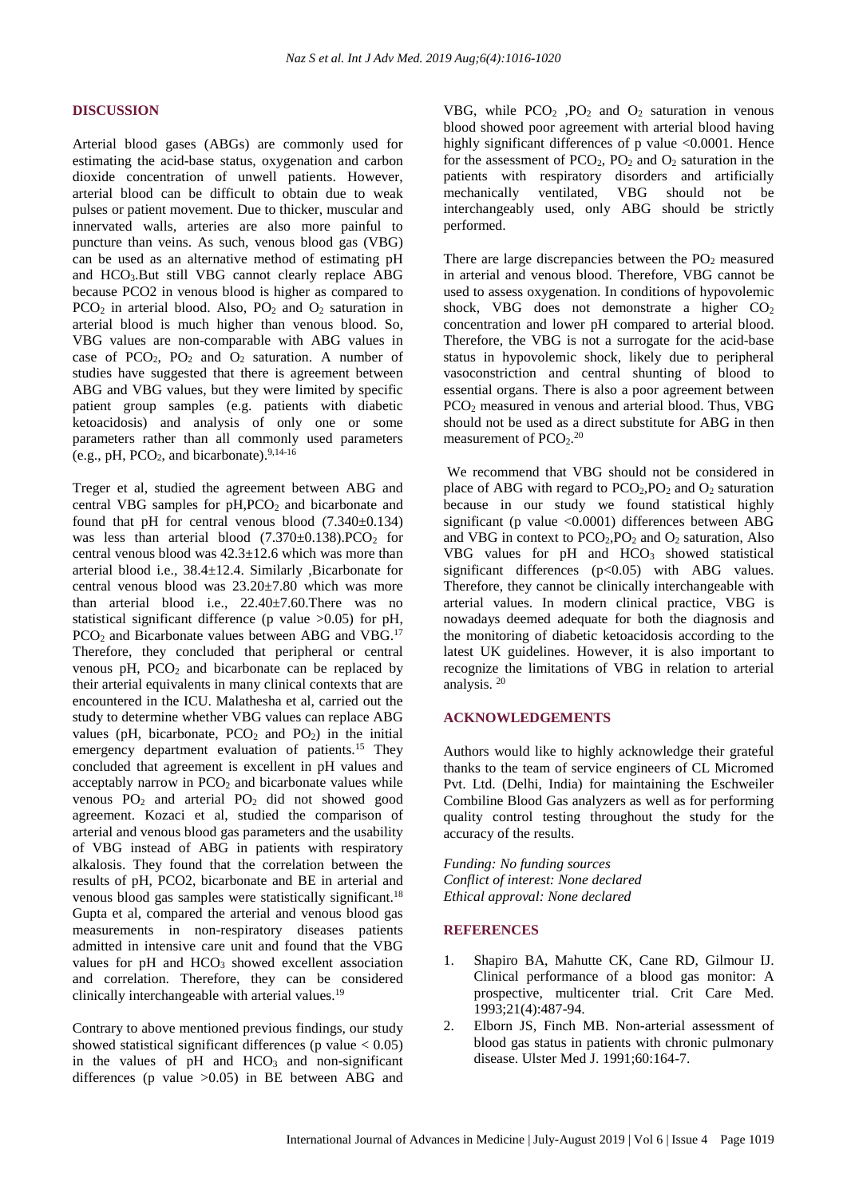## DISCUSSION

Arterial blood gases (ABGs) are commonly used for estimating the acid-base status, oxygenation and carbon dioxide concentration of unwell patients. However, arterial blood can be difficult to obtain due to weak pulses or patient movement. Due to thicker, muscular and innervated walls, arteries are also more painful to puncture than veins. As such, venous blood gas (VBG) can be used as an alternative method of estimating pH and $HCO_3$.But still VBG cannot clearly replace ABG because PCO2 in venous blood is higher as compared to $PCO_2$ in arterial blood. Also, $PO_2$ and $O_2$ saturation in arterial blood is much higher than venous blood. So, VBG values are non-comparable with ABG values in case of $PCO_2$, $PO_2$ and $O_2$ saturation. A number of studies have suggested that there is agreement between ABG and VBG values, but they were limited by specific patient group samples (e.g. patients with diabetic ketoacidosis) and analysis of only one or some parameters rather than all commonly used parameters (e.g., pH, $PCO_2$, and bicarbonate).[9,14-16]

Treger et al, studied the agreement between ABG and central VBG samples for pH,$PCO_2$ and bicarbonate and found that pH for central venous blood (7.340±0.134) was less than arterial blood (7.370±0.138).$PCO_2$ for central venous blood was 42.3±12.6 which was more than arterial blood i.e., 38.4±12.4. Similarly ,Bicarbonate for central venous blood was 23.20±7.80 which was more than arterial blood i.e., 22.40±7.60.There was no statistical significant difference (p value >0.05) for pH, $PCO_2$ and Bicarbonate values between ABG and VBG.[17] Therefore, they concluded that peripheral or central venous pH, $PCO_2$ and bicarbonate can be replaced by their arterial equivalents in many clinical contexts that are encountered in the ICU. Malathesha et al, carried out the study to determine whether VBG values can replace ABG values (pH, bicarbonate, $PCO_2$ and $PO_2$) in the initial emergency department evaluation of patients.[15] They concluded that agreement is excellent in pH values and acceptably narrow in $PCO_2$ and bicarbonate values while venous $PO_2$ and arterial $PO_2$ did not showed good agreement. Kozaci et al, studied the comparison of arterial and venous blood gas parameters and the usability of VBG instead of ABG in patients with respiratory alkalosis. They found that the correlation between the results of pH, PCO2, bicarbonate and BE in arterial and venous blood gas samples were statistically significant.[18] Gupta et al, compared the arterial and venous blood gas measurements in non-respiratory diseases patients admitted in intensive care unit and found that the VBG values for pH and $HCO_3$ showed excellent association and correlation. Therefore, they can be considered clinically interchangeable with arterial values.[19]

Contrary to above mentioned previous findings, our study showed statistical significant differences (p value < 0.05) in the values of pH and $HCO_3$ and non-significant differences (p value >0.05) in BE between ABG and VBG, while $PCO_2$ ,$PO_2$ and $O_2$ saturation in venous blood showed poor agreement with arterial blood having highly significant differences of p value <0.0001. Hence for the assessment of $PCO_2$, $PO_2$ and $O_2$ saturation in the patients with respiratory disorders and artificially mechanically ventilated, VBG should not be interchangeably used, only ABG should be strictly performed.

There are large discrepancies between the $PO_2$ measured in arterial and venous blood. Therefore, VBG cannot be used to assess oxygenation. In conditions of hypovolemic shock, VBG does not demonstrate a higher $CO_2$ concentration and lower pH compared to arterial blood. Therefore, the VBG is not a surrogate for the acid-base status in hypovolemic shock, likely due to peripheral vasoconstriction and central shunting of blood to essential organs. There is also a poor agreement between $PCO_2$ measured in venous and arterial blood. Thus, VBG should not be used as a direct substitute for ABG in then measurement of $PCO_2$.[20]

We recommend that VBG should not be considered in place of ABG with regard to $PCO_2$,$PO_2$ and $O_2$ saturation because in our study we found statistical highly significant (p value <0.0001) differences between ABG and VBG in context to $PCO_2$,$PO_2$ and $O_2$ saturation, Also VBG values for pH and $HCO_3$ showed statistical significant differences (p<0.05) with ABG values. Therefore, they cannot be clinically interchangeable with arterial values. In modern clinical practice, VBG is nowadays deemed adequate for both the diagnosis and the monitoring of diabetic ketoacidosis according to the latest UK guidelines. However, it is also important to recognize the limitations of VBG in relation to arterial analysis.[20]

## ACKNOWLEDGEMENTS

Authors would like to highly acknowledge their grateful thanks to the team of service engineers of CL Micromed Pvt. Ltd. (Delhi, India) for maintaining the Eschweiler Combiline Blood Gas analyzers as well as for performing quality control testing throughout the study for the accuracy of the results.

*Funding: No funding sources*
*Conflict of interest: None declared*
*Ethical approval: None declared*

## REFERENCES

1. Shapiro BA, Mahutte CK, Cane RD, Gilmour IJ. Clinical performance of a blood gas monitor: A prospective, multicenter trial. Crit Care Med. 1993;21(4):487-94.
2. Elborn JS, Finch MB. Non-arterial assessment of blood gas status in patients with chronic pulmonary disease. Ulster Med J. 1991;60:164-7.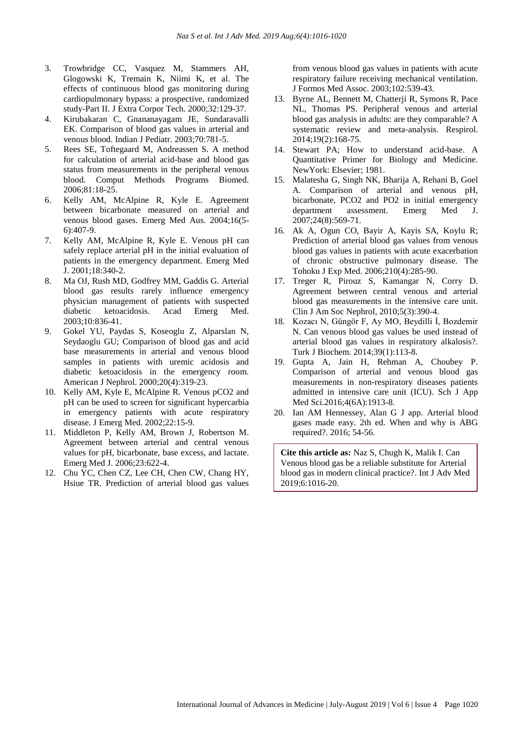3. Trowbridge CC, Vasquez M, Stammers AH, Glogowski K, Tremain K, Niimi K, et al. The effects of continuous blood gas monitoring during cardiopulmonary bypass: a prospective, randomized study-Part II. J Extra Corpor Tech. 2000;32:129-37.
4. Kirubakaran C, Gnananayagam JE, Sundaravalli EK. Comparison of blood gas values in arterial and venous blood. Indian J Pediatr. 2003;70:781-5.
5. Rees SE, Toftegaard M, Andreassen S. A method for calculation of arterial acid-base and blood gas status from measurements in the peripheral venous blood. Comput Methods Programs Biomed. 2006;81:18-25.
6. Kelly AM, McAlpine R, Kyle E. Agreement between bicarbonate measured on arterial and venous blood gases. Emerg Med Aus. 2004;16(5-6):407-9.
7. Kelly AM, McAlpine R, Kyle E. Venous pH can safely replace arterial pH in the initial evaluation of patients in the emergency department. Emerg Med J. 2001;18:340-2.
8. Ma OJ, Rush MD, Godfrey MM, Gaddis G. Arterial blood gas results rarely influence emergency physician management of patients with suspected diabetic ketoacidosis. Acad Emerg Med. 2003;10:836-41.
9. Gokel YU, Paydas S, Koseoglu Z, Alparslan N, Seydaoglu GU; Comparison of blood gas and acid base measurements in arterial and venous blood samples in patients with uremic acidosis and diabetic ketoacidosis in the emergency room. American J Nephrol. 2000;20(4):319-23.
10. Kelly AM, Kyle E, McAlpine R. Venous pCO2 and pH can be used to screen for significant hypercarbia in emergency patients with acute respiratory disease. J Emerg Med. 2002;22:15-9.
11. Middleton P, Kelly AM, Brown J, Robertson M. Agreement between arterial and central venous values for pH, bicarbonate, base excess, and lactate. Emerg Med J. 2006;23:622-4.
12. Chu YC, Chen CZ, Lee CH, Chen CW, Chang HY, Hsiue TR. Prediction of arterial blood gas values from venous blood gas values in patients with acute respiratory failure receiving mechanical ventilation. J Formos Med Assoc. 2003;102:539-43.
13. Byrne AL, Bennett M, Chatterji R, Symons R, Pace NL, Thomas PS. Peripheral venous and arterial blood gas analysis in adults: are they comparable? A systematic review and meta-analysis. Respirol. 2014;19(2):168-75.
14. Stewart PA; How to understand acid-base. A Quantitative Primer for Biology and Medicine. NewYork: Elsevier; 1981.
15. Malatesha G, Singh NK, Bharija A, Rehani B, Goel A. Comparison of arterial and venous pH, bicarbonate, PCO2 and PO2 in initial emergency department assessment. Emerg Med J. 2007;24(8):569-71.
16. Ak A, Ogun CO, Bayir A, Kayis SA, Koylu R; Prediction of arterial blood gas values from venous blood gas values in patients with acute exacerbation of chronic obstructive pulmonary disease. The Tohoku J Exp Med. 2006;210(4):285-90.
17. Treger R, Pirouz S, Kamangar N, Corry D. Agreement between central venous and arterial blood gas measurements in the intensive care unit. Clin J Am Soc Nephrol, 2010;5(3):390-4.
18. Kozacı N, Güngör F, Ay MO, Beydilli İ, Bozdemir N. Can venous blood gas values be used instead of arterial blood gas values in respiratory alkalosis?. Turk J Biochem. 2014;39(1):113-8.
19. Gupta A, Jain H, Rehman A, Choubey P. Comparison of arterial and venous blood gas measurements in non-respiratory diseases patients admitted in intensive care unit (ICU). Sch J App Med Sci.2016;4(6A):1913-8.
20. Ian AM Hennessey, Alan G J app. Arterial blood gases made easy. 2th ed. When and why is ABG required?. 2016; 54-56.

**Cite this article as:** Naz S, Chugh K, Malik I. Can Venous blood gas be a reliable substitute for Arterial blood gas in modern clinical practice?. Int J Adv Med 2019;6:1016-20.